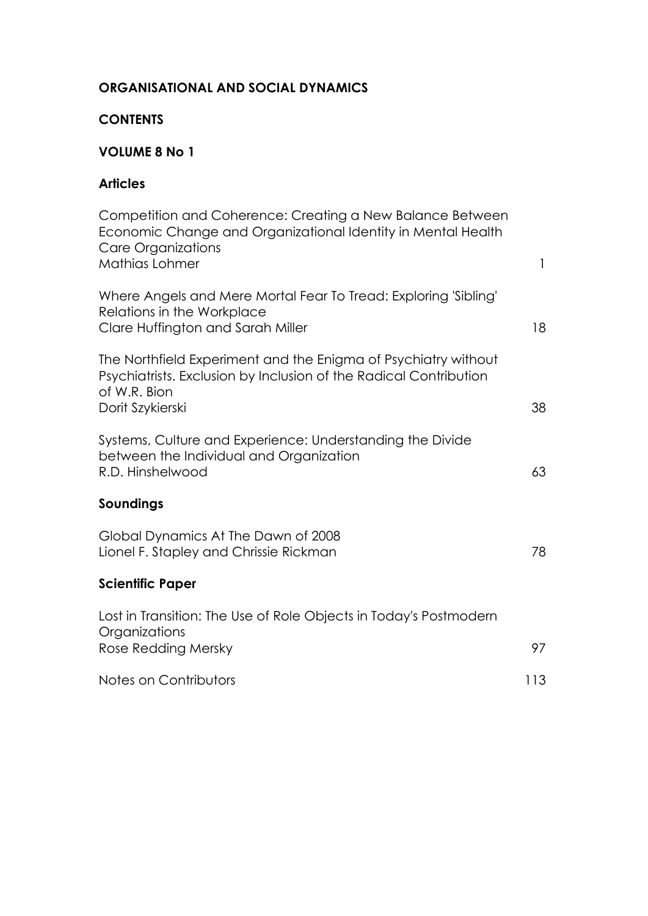# ORGANISATIONAL AND SOCIAL DYNAMICS

## CONTENTS

## VOLUME 8 No 1

### Articles

| | |
|---|---|
| Competition and Coherence: Creating a New Balance Between Economic Change and Organizational Identity in Mental Health Care Organizations<br>Mathias Lohmer | 1 |
| Where Angels and Mere Mortal Fear To Tread: Exploring 'Sibling' Relations in the Workplace<br>Clare Huffington and Sarah Miller | 18 |
| The Northfield Experiment and the Enigma of Psychiatry without Psychiatrists. Exclusion by Inclusion of the Radical Contribution of W.R. Bion<br>Dorit Szykierski | 38 |
| Systems, Culture and Experience: Understanding the Divide between the Individual and Organization<br>R.D. Hinshelwood | 63 |

### Soundings

| | |
|---|---|
| Global Dynamics At The Dawn of 2008<br>Lionel F. Stapley and Chrissie Rickman | 78 |

### Scientific Paper

| | |
|---|---|
| Lost in Transition: The Use of Role Objects in Today's Postmodern Organizations<br>Rose Redding Mersky | 97 |
| Notes on Contributors | 113 |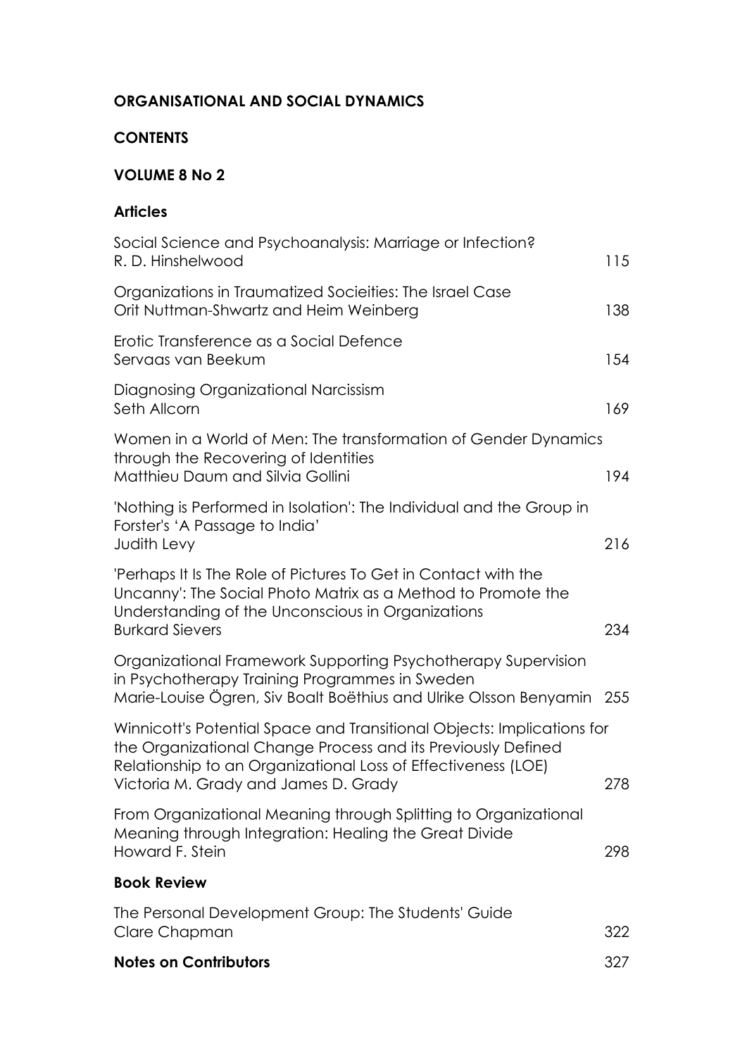**ORGANISATIONAL AND SOCIAL DYNAMICS**

**CONTENTS**

**VOLUME 8 No 2**

**Articles**

| | |
|---|---|
| Social Science and Psychoanalysis: Marriage or Infection?<br>R. D. Hinshelwood | 115 |
| Organizations in Traumatized Socieities: The Israel Case<br>Orit Nuttman-Shwartz and Heim Weinberg | 138 |
| Erotic Transference as a Social Defence<br>Servaas van Beekum | 154 |
| Diagnosing Organizational Narcissism<br>Seth Allcorn | 169 |
| Women in a World of Men: The transformation of Gender Dynamics through the Recovering of Identities<br>Matthieu Daum and Silvia Gollini | 194 |
| 'Nothing is Performed in Isolation': The Individual and the Group in Forster's 'A Passage to India'<br>Judith Levy | 216 |
| 'Perhaps It Is The Role of Pictures To Get in Contact with the Uncanny': The Social Photo Matrix as a Method to Promote the Understanding of the Unconscious in Organizations<br>Burkard Sievers | 234 |
| Organizational Framework Supporting Psychotherapy Supervision in Psychotherapy Training Programmes in Sweden<br>Marie-Louise Ögren, Siv Boalt Boëthius and Ulrike Olsson Benyamin | 255 |
| Winnicott's Potential Space and Transitional Objects: Implications for the Organizational Change Process and its Previously Defined Relationship to an Organizational Loss of Effectiveness (LOE)<br>Victoria M. Grady and James D. Grady | 278 |
| From Organizational Meaning through Splitting to Organizational Meaning through Integration: Healing the Great Divide<br>Howard F. Stein | 298 |

**Book Review**

| | |
|---|---|
| The Personal Development Group: The Students' Guide<br>Clare Chapman | 322 |

| | |
|---|---|
| **Notes on Contributors** | 327 |